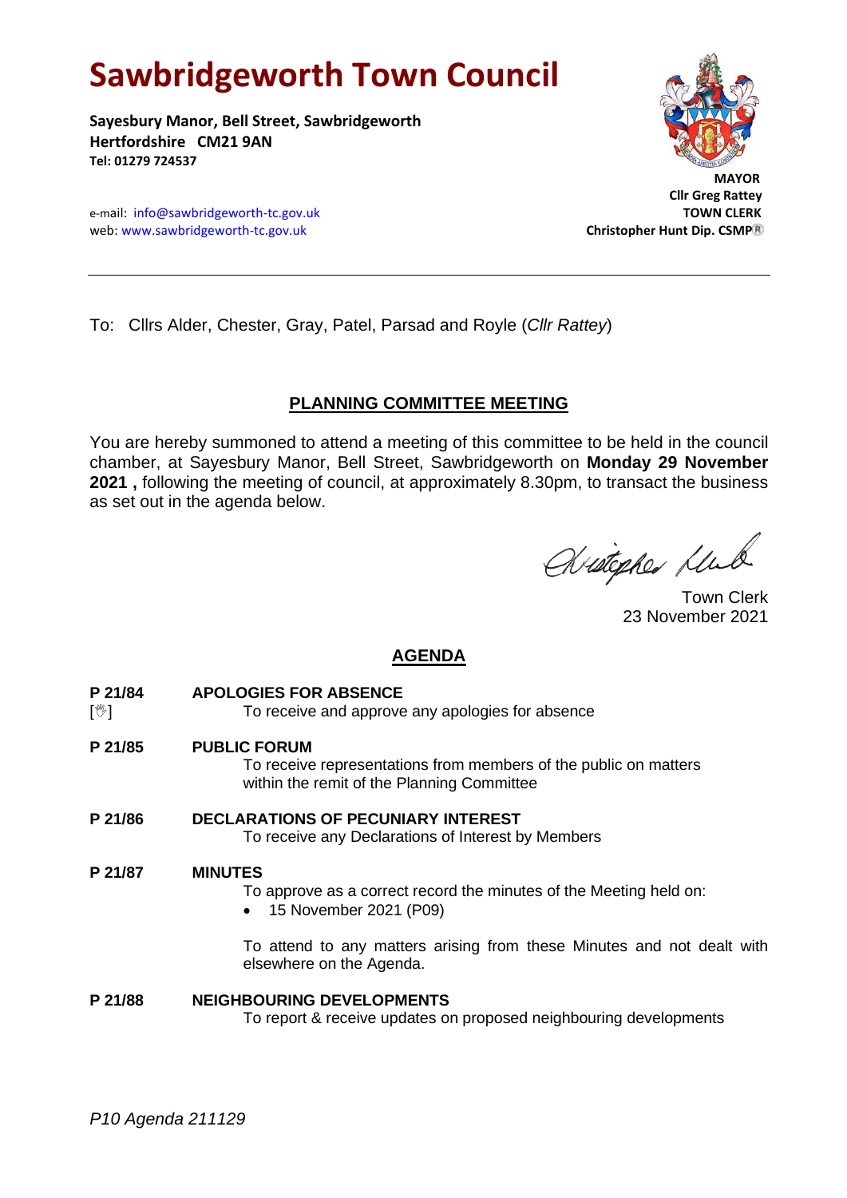# Sawbridgeworth Town Council

**Sayesbury Manor, Bell Street, Sawbridgeworth**
**Hertfordshire CM21 9AN**
**Tel: 01279 724537**

e-mail: info@sawbridgeworth-tc.gov.uk
web: www.sawbridgeworth-tc.gov.uk

**MAYOR**
**Cllr Greg Rattey**
**TOWN CLERK**
**Christopher Hunt Dip. CSMP®**

---

To: Cllrs Alder, Chester, Gray, Patel, Parsad and Royle (*Cllr Rattey*)

## PLANNING COMMITTEE MEETING

You are hereby summoned to attend a meeting of this committee to be held in the council chamber, at Sayesbury Manor, Bell Street, Sawbridgeworth on **Monday 29 November 2021 ,** following the meeting of council, at approximately 8.30pm, to transact the business as set out in the agenda below.

Town Clerk
23 November 2021

## AGENDA

**P 21/84** [✋] **APOLOGIES FOR ABSENCE**
To receive and approve any apologies for absence

**P 21/85** **PUBLIC FORUM**
To receive representations from members of the public on matters within the remit of the Planning Committee

**P 21/86** **DECLARATIONS OF PECUNIARY INTEREST**
To receive any Declarations of Interest by Members

**P 21/87** **MINUTES**
To approve as a correct record the minutes of the Meeting held on:

- 15 November 2021 (P09)

To attend to any matters arising from these Minutes and not dealt with elsewhere on the Agenda.

**P 21/88** **NEIGHBOURING DEVELOPMENTS**
To report & receive updates on proposed neighbouring developments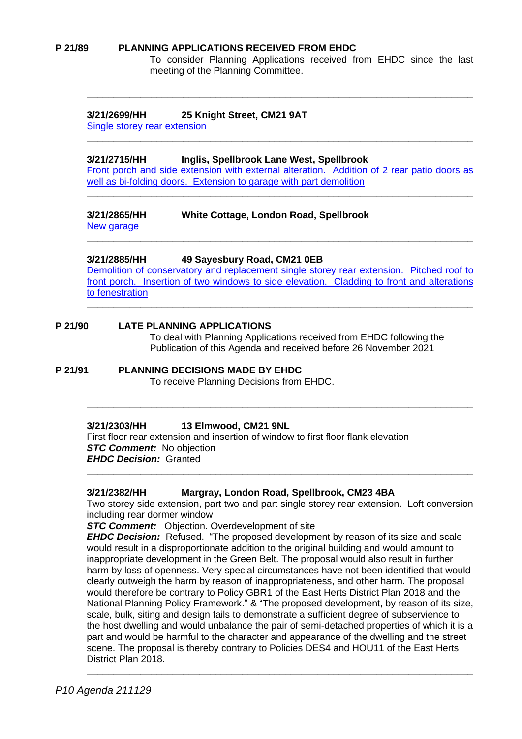**P 21/89 PLANNING APPLICATIONS RECEIVED FROM EHDC**

To consider Planning Applications received from EHDC since the last meeting of the Planning Committee.

---

**3/21/2699/HH 25 Knight Street, CM21 9AT**

Single storey rear extension

---

**3/21/2715/HH Inglis, Spellbrook Lane West, Spellbrook**

Front porch and side extension with external alteration. Addition of 2 rear patio doors as well as bi-folding doors. Extension to garage with part demolition

---

**3/21/2865/HH White Cottage, London Road, Spellbrook**

New garage

---

**3/21/2885/HH 49 Sayesbury Road, CM21 0EB**

Demolition of conservatory and replacement single storey rear extension. Pitched roof to front porch. Insertion of two windows to side elevation. Cladding to front and alterations to fenestration

---

**P 21/90 LATE PLANNING APPLICATIONS**

To deal with Planning Applications received from EHDC following the Publication of this Agenda and received before 26 November 2021

**P 21/91 PLANNING DECISIONS MADE BY EHDC**

To receive Planning Decisions from EHDC.

---

**3/21/2303/HH 13 Elmwood, CM21 9NL**

First floor rear extension and insertion of window to first floor flank elevation

***STC Comment:*** No objection

***EHDC Decision:*** Granted

---

**3/21/2382/HH Margray, London Road, Spellbrook, CM23 4BA**

Two storey side extension, part two and part single storey rear extension. Loft conversion including rear dormer window

***STC Comment:*** Objection. Overdevelopment of site

***EHDC Decision:*** Refused. "The proposed development by reason of its size and scale would result in a disproportionate addition to the original building and would amount to inappropriate development in the Green Belt. The proposal would also result in further harm by loss of openness. Very special circumstances have not been identified that would clearly outweigh the harm by reason of inappropriateness, and other harm. The proposal would therefore be contrary to Policy GBR1 of the East Herts District Plan 2018 and the National Planning Policy Framework." & "The proposed development, by reason of its size, scale, bulk, siting and design fails to demonstrate a sufficient degree of subservience to the host dwelling and would unbalance the pair of semi-detached properties of which it is a part and would be harmful to the character and appearance of the dwelling and the street scene. The proposal is thereby contrary to Policies DES4 and HOU11 of the East Herts District Plan 2018.

---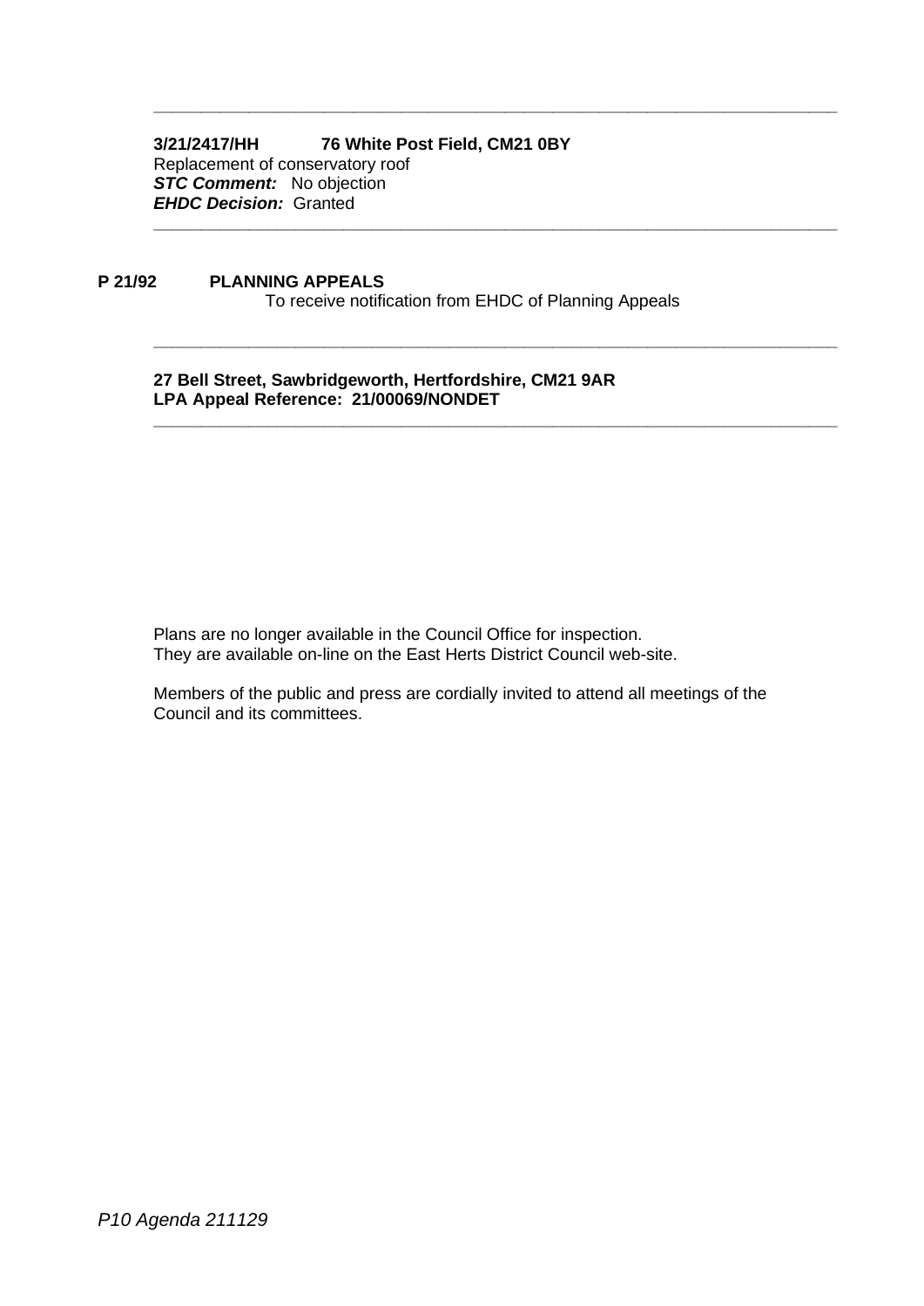---

**3/21/2417/HH 76 White Post Field, CM21 0BY**
Replacement of conservatory roof
***STC Comment:*** No objection
***EHDC Decision:*** Granted

---

**P 21/92 PLANNING APPEALS**
To receive notification from EHDC of Planning Appeals

---

**27 Bell Street, Sawbridgeworth, Hertfordshire, CM21 9AR**
**LPA Appeal Reference: 21/00069/NONDET**

---

Plans are no longer available in the Council Office for inspection.
They are available on-line on the East Herts District Council web-site.

Members of the public and press are cordially invited to attend all meetings of the Council and its committees.

*P10 Agenda 211129*